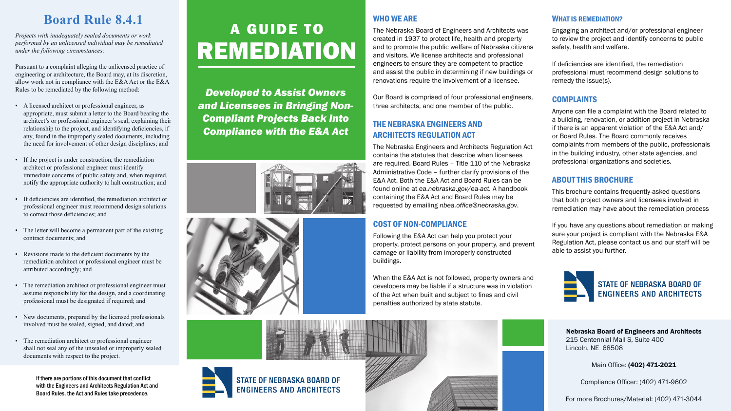## Board Rule 8.4.1

*Projects with inadequately sealed documents or work performed by an unlicensed individual may be remediated under the following circumstances:*

Pursuant to a complaint alleging the unlicensed practice of engineering or architecture, the Board may, at its discretion, allow work not in compliance with the E&A Act or the E&A Rules to be remediated by the following method:

- A licensed architect or professional engineer, as appropriate, must submit a letter to the Board bearing the architect's or professional engineer's seal, explaining their relationship to the project, and identifying deficiencies, if any, found in the improperly sealed documents, including the need for involvement of other design disciplines; and
- If the project is under construction, the remediation architect or professional engineer must identify immediate concerns of public safety and, when required, notify the appropriate authority to halt construction; and
- If deficiencies are identified, the remediation architect or professional engineer must recommend design solutions to correct those deficiencies; and
- The letter will become a permanent part of the existing contract documents; and
- Revisions made to the deficient documents by the remediation architect or professional engineer must be attributed accordingly; and
- The remediation architect or professional engineer must assume responsibility for the design, and a coordinating professional must be designated if required; and
- New documents, prepared by the licensed professionals involved must be sealed, signed, and dated; and
- The remediation architect or professional engineer shall not seal any of the unsealed or improperly sealed documents with respect to the project.

**If there are portions of this document that conflict with the Engineers and Architects Regulation Act and Board Rules, the Act and Rules take precedence.**

# A GUIDE TO REMEDIATION

***Developed to Assist Owners and Licensees in Bringing Non-Compliant Projects Back Into Compliance with the E&A Act***

STATE OF NEBRASKA BOARD OF ENGINEERS AND ARCHITECTS

## WHO WE ARE

The Nebraska Board of Engineers and Architects was created in 1937 to protect life, health and property and to promote the public welfare of Nebraska citizens and visitors. We license architects and professional engineers to ensure they are competent to practice and assist the public in determining if new buildings or renovations require the involvement of a licensee.

Our Board is comprised of four professional engineers, three architects, and one member of the public.

## THE NEBRASKA ENGINEERS AND ARCHITECTS REGULATION ACT

The Nebraska Engineers and Architects Regulation Act contains the statutes that describe when licensees are required. Board Rules – Title 110 of the Nebraska Administrative Code – further clarify provisions of the E&A Act. Both the E&A Act and Board Rules can be found online at *ea.nebraska.gov/ea-act.* A handbook containing the E&A Act and Board Rules may be requested by emailing *nbea.office@nebraska.gov*.

## COST OF NON-COMPLIANCE

Following the E&A Act can help you protect your property, protect persons on your property, and prevent damage or liability from improperly constructed buildings.

When the E&A Act is not followed, property owners and developers may be liable if a structure was in violation of the Act when built and subject to fines and civil penalties authorized by state statute.

## WHAT IS REMEDIATION?

Engaging an architect and/or professional engineer to review the project and identify concerns to public safety, health and welfare.

If deficiencies are identified, the remediation professional must recommend design solutions to remedy the issue(s).

## COMPLAINTS

Anyone can file a complaint with the Board related to a building, renovation, or addition project in Nebraska if there is an apparent violation of the E&A Act and/or Board Rules. The Board commonly receives complaints from members of the public, professionals in the building industry, other state agencies, and professional organizations and societies.

## ABOUT THIS BROCHURE

This brochure contains frequently-asked questions that both project owners and licensees involved in remediation may have about the remediation process

If you have any questions about remediation or making sure your project is compliant with the Nebraska E&A Regulation Act, please contact us and our staff will be able to assist you further.

STATE OF NEBRASKA BOARD OF ENGINEERS AND ARCHITECTS

**Nebraska Board of Engineers and Architects**
215 Centennial Mall S, Suite 400
Lincoln, NE 68508

Main Office: **(402) 471-2021**

Compliance Officer: (402) 471-9602

For more Brochures/Material: (402) 471-3044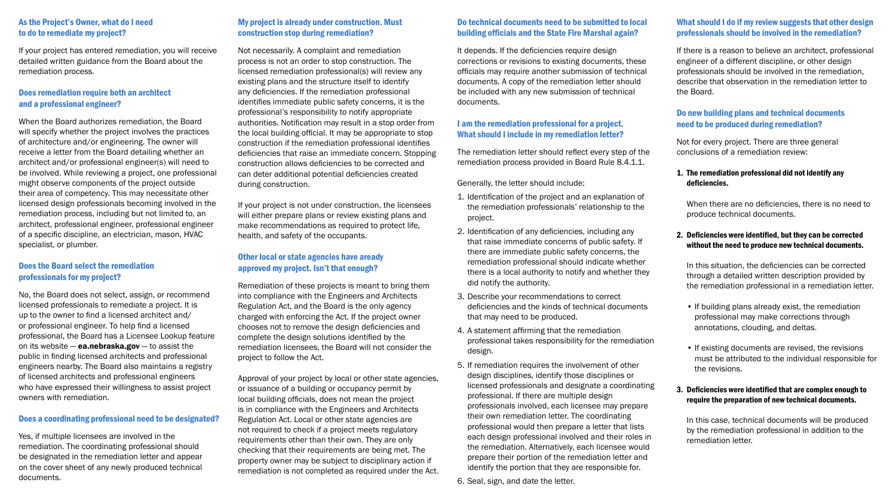### As the Project's Owner, what do I need to do to remediate my project?

If your project has entered remediation, you will receive detailed written guidance from the Board about the remediation process.

### Does remediation require both an architect and a professional engineer?

When the Board authorizes remediation, the Board will specify whether the project involves the practices of architecture and/or engineering. The owner will receive a letter from the Board detailing whether an architect and/or professional engineer(s) will need to be involved. While reviewing a project, one professional might observe components of the project outside their area of competency. This may necessitate other licensed design professionals becoming involved in the remediation process, including but not limited to, an architect, professional engineer, professional engineer of a specific discipline, an electrician, mason, HVAC specialist, or plumber.

### Does the Board select the remediation professionals for my project?

No, the Board does not select, assign, or recommend licensed professionals to remediate a project. It is up to the owner to find a licensed architect and/or professional engineer. To help find a licensed professional, the Board has a Licensee Lookup feature on its website — **ea.nebraska.gov** — to assist the public in finding licensed architects and professional engineers nearby. The Board also maintains a registry of licensed architects and professional engineers who have expressed their willingness to assist project owners with remediation.

### Does a coordinating professional need to be designated?

Yes, if multiple licensees are involved in the remediation. The coordinating professional should be designated in the remediation letter and appear on the cover sheet of any newly produced technical documents.

### My project is already under construction. Must construction stop during remediation?

Not necessarily. A complaint and remediation process is not an order to stop construction. The licensed remediation professional(s) will review any existing plans and the structure itself to identify any deficiencies. If the remediation professional identifies immediate public safety concerns, it is the professional's responsibility to notify appropriate authorities. Notification may result in a stop order from the local building official. It may be appropriate to stop construction if the remediation professional identifies deficiencies that raise an immediate concern. Stopping construction allows deficiencies to be corrected and can deter additional potential deficiencies created during construction.

If your project is not under construction, the licensees will either prepare plans or review existing plans and make recommendations as required to protect life, health, and safety of the occupants.

### Other local or state agencies have aready approved my project. Isn't that enough?

Remediation of these projects is meant to bring them into compliance with the Engineers and Architects Regulation Act, and the Board is the only agency charged with enforcing the Act. If the project owner chooses not to remove the design deficiencies and complete the design solutions identified by the remediation licensees, the Board will not consider the project to follow the Act.

Approval of your project by local or other state agencies, or issuance of a building or occupancy permit by local building officials, does not mean the project is in compliance with the Engineers and Architects Regulation Act. Local or other state agencies are not required to check if a project meets regulatory requirements other than their own. They are only checking that their requirements are being met. The property owner may be subject to disciplinary action if remediation is not completed as required under the Act.

### Do technical documents need to be submitted to local building officials and the State Fire Marshal again?

It depends. If the deficiencies require design corrections or revisions to existing documents, these officials may require another submission of technical documents. A copy of the remediation letter should be included with any new submission of technical documents.

### I am the remediation professional for a project. What should I include in my remediation letter?

The remediation letter should reflect every step of the remediation process provided in Board Rule 8.4.1.1.

Generally, the letter should include:

1. Identification of the project and an explanation of the remediation professionals' relationship to the project.
2. Identification of any deficiencies, including any that raise immediate concerns of public safety. If there are immediate public safety concerns, the remediation professional should indicate whether there is a local authority to notify and whether they did notify the authority.
3. Describe your recommendations to correct deficiencies and the kinds of technical documents that may need to be produced.
4. A statement affirming that the remediation professional takes responsibility for the remediation design.
5. If remediation requires the involvement of other design disciplines, identify those disciplines or licensed professionals and designate a coordinating professional. If there are multiple design professionals involved, each licensee may prepare their own remediation letter. The coordinating professional would then prepare a letter that lists each design professional involved and their roles in the remediation. Alternatively, each licensee would prepare their portion of the remediation letter and identify the portion that they are responsible for.
6. Seal, sign, and date the letter.

### What should I do if my review suggests that other design professionals should be involved in the remediation?

If there is a reason to believe an architect, professional engineer of a different discipline, or other design professionals should be involved in the remediation, describe that observation in the remediation letter to the Board.

### Do new building plans and technical documents need to be produced during remediation?

Not for every project. There are three general conclusions of a remediation review:

1. **The remediation professional did not identify any deficiencies.**

   When there are no deficiencies, there is no need to produce technical documents.

2. **Deficiencies were identified, but they can be corrected without the need to produce new technical documents.**

   In this situation, the deficiencies can be corrected through a detailed written description provided by the remediation professional in a remediation letter.

   - If building plans already exist, the remediation professional may make corrections through annotations, clouding, and deltas.
   - If existing documents are revised, the revisions must be attributed to the individual responsible for the revisions.

3. **Deficiencies were identified that are complex enough to require the preparation of new technical documents.**

   In this case, technical documents will be produced by the remediation professional in addition to the remediation letter.